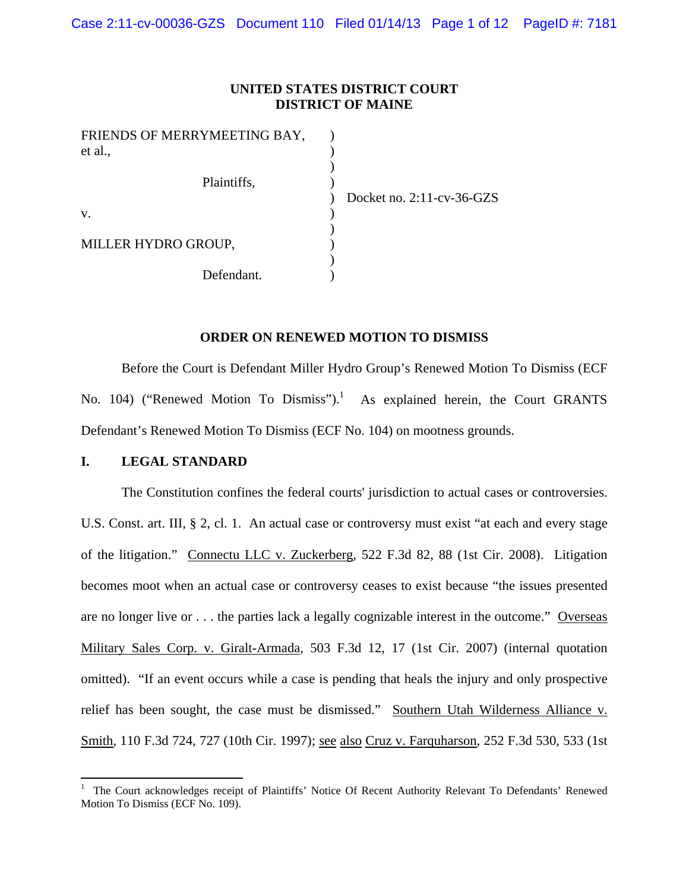**UNITED STATES DISTRICT COURT**
**DISTRICT OF MAINE**

| | | |
|---|---|---|
| FRIENDS OF MERRYMEETING BAY, et al., | ) | |
| Plaintiffs, | ) | Docket no. 2:11-cv-36-GZS |
| v. | ) | |
| MILLER HYDRO GROUP, | ) | |
| Defendant. | ) | |

**ORDER ON RENEWED MOTION TO DISMISS**

Before the Court is Defendant Miller Hydro Group's Renewed Motion To Dismiss (ECF No. 104) ("Renewed Motion To Dismiss").[1] As explained herein, the Court GRANTS Defendant's Renewed Motion To Dismiss (ECF No. 104) on mootness grounds.

## I. LEGAL STANDARD

The Constitution confines the federal courts' jurisdiction to actual cases or controversies. U.S. Const. art. III, § 2, cl. 1. An actual case or controversy must exist "at each and every stage of the litigation." Connectu LLC v. Zuckerberg, 522 F.3d 82, 88 (1st Cir. 2008). Litigation becomes moot when an actual case or controversy ceases to exist because "the issues presented are no longer live or . . . the parties lack a legally cognizable interest in the outcome." Overseas Military Sales Corp. v. Giralt-Armada, 503 F.3d 12, 17 (1st Cir. 2007) (internal quotation omitted). "If an event occurs while a case is pending that heals the injury and only prospective relief has been sought, the case must be dismissed." Southern Utah Wilderness Alliance v. Smith, 110 F.3d 724, 727 (10th Cir. 1997); see also Cruz v. Farquharson, 252 F.3d 530, 533 (1st

---

[1] The Court acknowledges receipt of Plaintiffs' Notice Of Recent Authority Relevant To Defendants' Renewed Motion To Dismiss (ECF No. 109).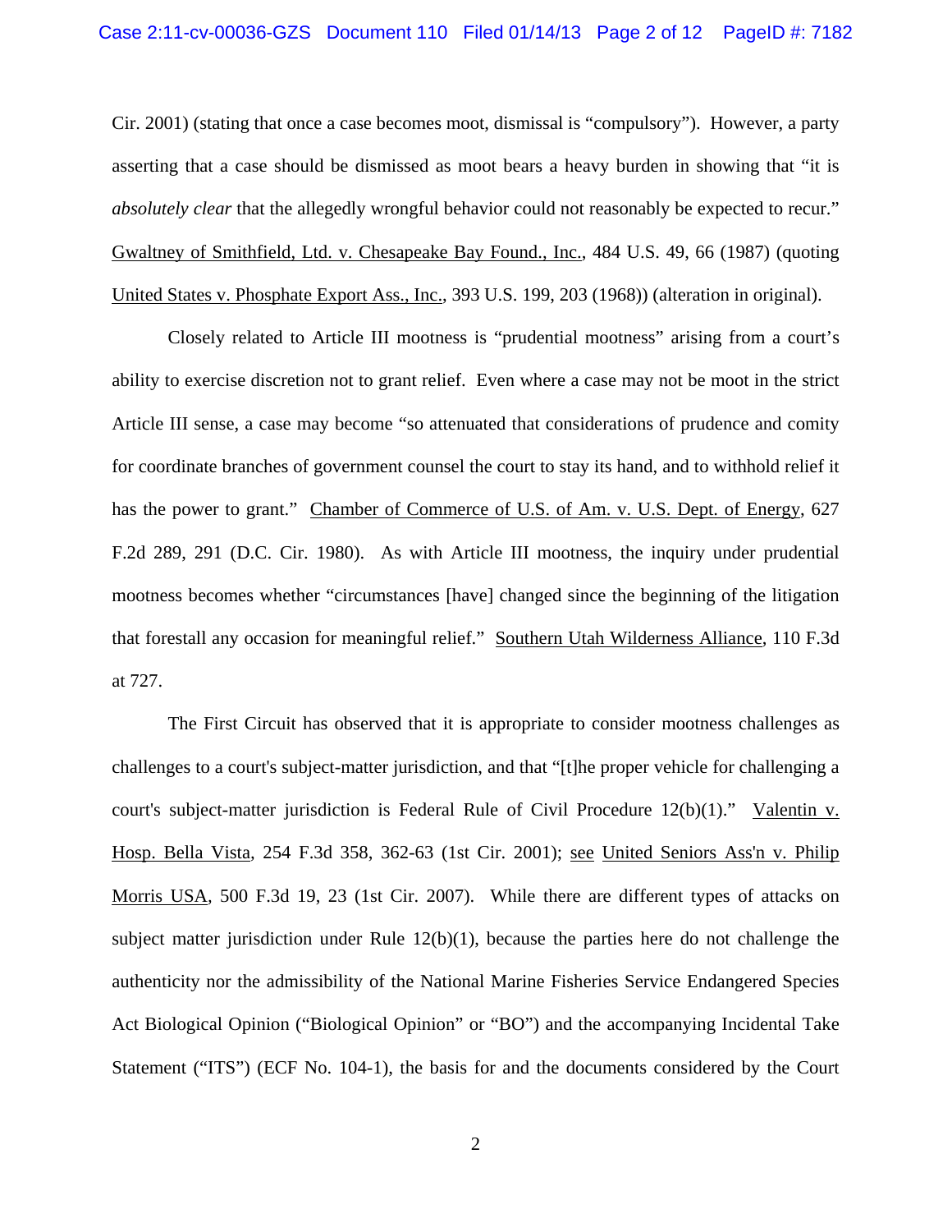Cir. 2001) (stating that once a case becomes moot, dismissal is "compulsory"). However, a party asserting that a case should be dismissed as moot bears a heavy burden in showing that "it is *absolutely clear* that the allegedly wrongful behavior could not reasonably be expected to recur." Gwaltney of Smithfield, Ltd. v. Chesapeake Bay Found., Inc., 484 U.S. 49, 66 (1987) (quoting United States v. Phosphate Export Ass., Inc., 393 U.S. 199, 203 (1968)) (alteration in original).

Closely related to Article III mootness is "prudential mootness" arising from a court's ability to exercise discretion not to grant relief. Even where a case may not be moot in the strict Article III sense, a case may become "so attenuated that considerations of prudence and comity for coordinate branches of government counsel the court to stay its hand, and to withhold relief it has the power to grant." Chamber of Commerce of U.S. of Am. v. U.S. Dept. of Energy, 627 F.2d 289, 291 (D.C. Cir. 1980). As with Article III mootness, the inquiry under prudential mootness becomes whether "circumstances [have] changed since the beginning of the litigation that forestall any occasion for meaningful relief." Southern Utah Wilderness Alliance, 110 F.3d at 727.

The First Circuit has observed that it is appropriate to consider mootness challenges as challenges to a court's subject-matter jurisdiction, and that "[t]he proper vehicle for challenging a court's subject-matter jurisdiction is Federal Rule of Civil Procedure 12(b)(1)." Valentin v. Hosp. Bella Vista, 254 F.3d 358, 362-63 (1st Cir. 2001); see United Seniors Ass'n v. Philip Morris USA, 500 F.3d 19, 23 (1st Cir. 2007). While there are different types of attacks on subject matter jurisdiction under Rule 12(b)(1), because the parties here do not challenge the authenticity nor the admissibility of the National Marine Fisheries Service Endangered Species Act Biological Opinion ("Biological Opinion" or "BO") and the accompanying Incidental Take Statement ("ITS") (ECF No. 104-1), the basis for and the documents considered by the Court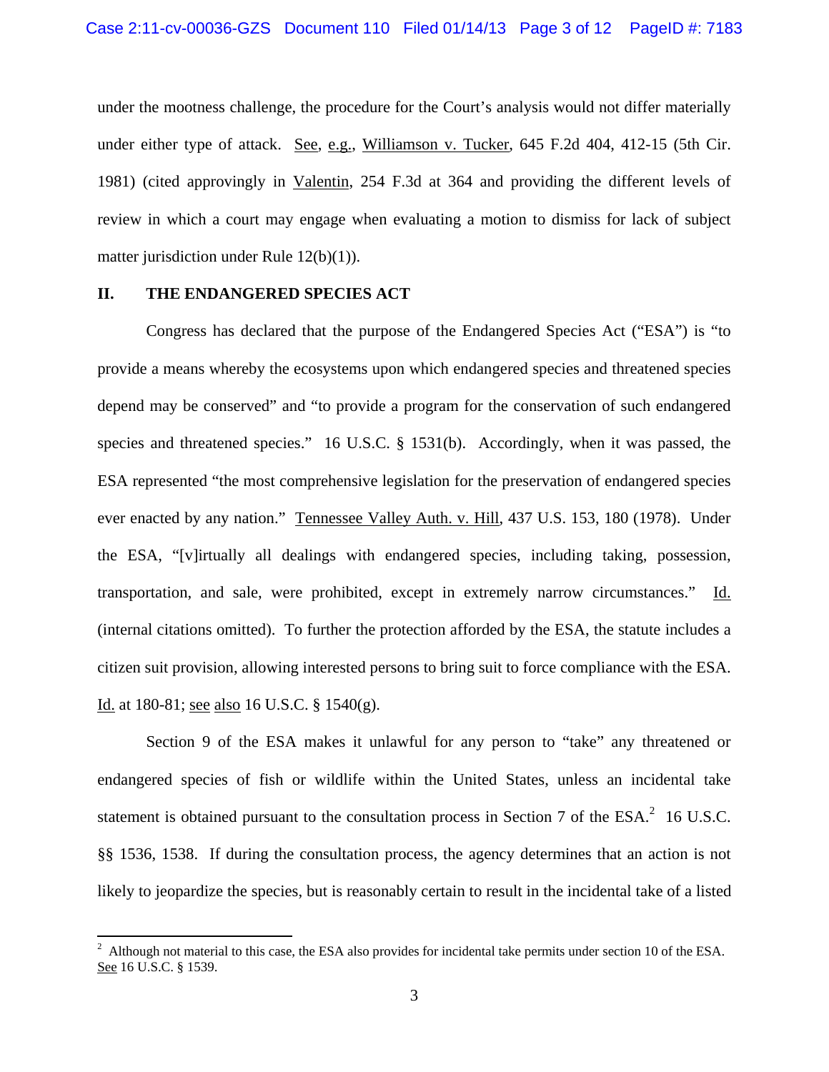under the mootness challenge, the procedure for the Court's analysis would not differ materially under either type of attack. See, e.g., Williamson v. Tucker, 645 F.2d 404, 412-15 (5th Cir. 1981) (cited approvingly in Valentin, 254 F.3d at 364 and providing the different levels of review in which a court may engage when evaluating a motion to dismiss for lack of subject matter jurisdiction under Rule 12(b)(1)).

## II. THE ENDANGERED SPECIES ACT

Congress has declared that the purpose of the Endangered Species Act ("ESA") is "to provide a means whereby the ecosystems upon which endangered species and threatened species depend may be conserved" and "to provide a program for the conservation of such endangered species and threatened species." 16 U.S.C. § 1531(b). Accordingly, when it was passed, the ESA represented "the most comprehensive legislation for the preservation of endangered species ever enacted by any nation." Tennessee Valley Auth. v. Hill, 437 U.S. 153, 180 (1978). Under the ESA, "[v]irtually all dealings with endangered species, including taking, possession, transportation, and sale, were prohibited, except in extremely narrow circumstances." Id. (internal citations omitted). To further the protection afforded by the ESA, the statute includes a citizen suit provision, allowing interested persons to bring suit to force compliance with the ESA. Id. at 180-81; see also 16 U.S.C. § 1540(g).

Section 9 of the ESA makes it unlawful for any person to "take" any threatened or endangered species of fish or wildlife within the United States, unless an incidental take statement is obtained pursuant to the consultation process in Section 7 of the ESA.[2] 16 U.S.C. §§ 1536, 1538. If during the consultation process, the agency determines that an action is not likely to jeopardize the species, but is reasonably certain to result in the incidental take of a listed

[2] Although not material to this case, the ESA also provides for incidental take permits under section 10 of the ESA. See 16 U.S.C. § 1539.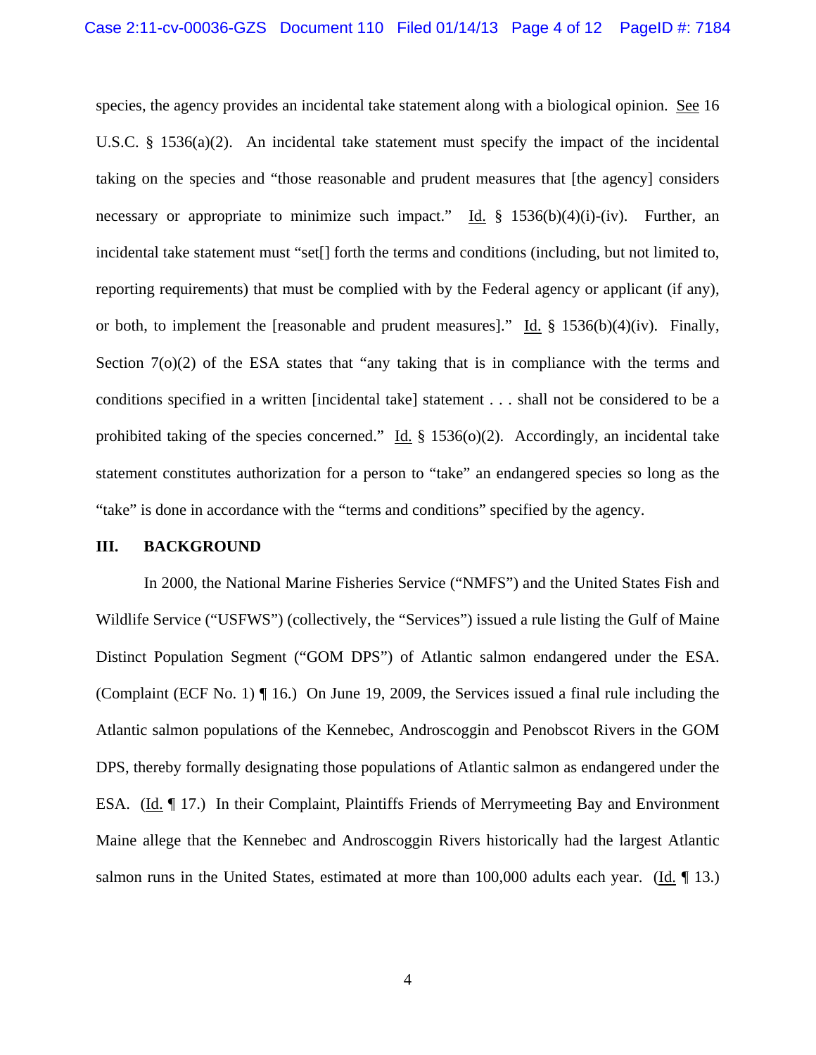species, the agency provides an incidental take statement along with a biological opinion. See 16 U.S.C. § 1536(a)(2). An incidental take statement must specify the impact of the incidental taking on the species and "those reasonable and prudent measures that [the agency] considers necessary or appropriate to minimize such impact." Id. § 1536(b)(4)(i)-(iv). Further, an incidental take statement must "set[] forth the terms and conditions (including, but not limited to, reporting requirements) that must be complied with by the Federal agency or applicant (if any), or both, to implement the [reasonable and prudent measures]." Id. § 1536(b)(4)(iv). Finally, Section 7(o)(2) of the ESA states that "any taking that is in compliance with the terms and conditions specified in a written [incidental take] statement . . . shall not be considered to be a prohibited taking of the species concerned." Id. § 1536(o)(2). Accordingly, an incidental take statement constitutes authorization for a person to "take" an endangered species so long as the "take" is done in accordance with the "terms and conditions" specified by the agency.

## III. BACKGROUND

In 2000, the National Marine Fisheries Service ("NMFS") and the United States Fish and Wildlife Service ("USFWS") (collectively, the "Services") issued a rule listing the Gulf of Maine Distinct Population Segment ("GOM DPS") of Atlantic salmon endangered under the ESA. (Complaint (ECF No. 1) ¶ 16.) On June 19, 2009, the Services issued a final rule including the Atlantic salmon populations of the Kennebec, Androscoggin and Penobscot Rivers in the GOM DPS, thereby formally designating those populations of Atlantic salmon as endangered under the ESA. (Id. ¶ 17.) In their Complaint, Plaintiffs Friends of Merrymeeting Bay and Environment Maine allege that the Kennebec and Androscoggin Rivers historically had the largest Atlantic salmon runs in the United States, estimated at more than 100,000 adults each year. (Id. ¶ 13.)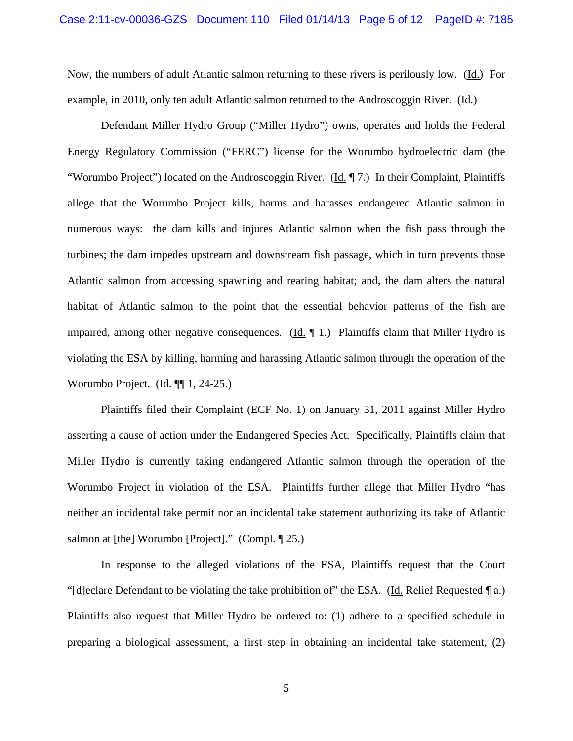Now, the numbers of adult Atlantic salmon returning to these rivers is perilously low. (Id.) For example, in 2010, only ten adult Atlantic salmon returned to the Androscoggin River. (Id.)

Defendant Miller Hydro Group ("Miller Hydro") owns, operates and holds the Federal Energy Regulatory Commission ("FERC") license for the Worumbo hydroelectric dam (the "Worumbo Project") located on the Androscoggin River. (Id. ¶ 7.) In their Complaint, Plaintiffs allege that the Worumbo Project kills, harms and harasses endangered Atlantic salmon in numerous ways: the dam kills and injures Atlantic salmon when the fish pass through the turbines; the dam impedes upstream and downstream fish passage, which in turn prevents those Atlantic salmon from accessing spawning and rearing habitat; and, the dam alters the natural habitat of Atlantic salmon to the point that the essential behavior patterns of the fish are impaired, among other negative consequences. (Id. ¶ 1.) Plaintiffs claim that Miller Hydro is violating the ESA by killing, harming and harassing Atlantic salmon through the operation of the Worumbo Project. (Id. ¶¶ 1, 24-25.)

Plaintiffs filed their Complaint (ECF No. 1) on January 31, 2011 against Miller Hydro asserting a cause of action under the Endangered Species Act. Specifically, Plaintiffs claim that Miller Hydro is currently taking endangered Atlantic salmon through the operation of the Worumbo Project in violation of the ESA. Plaintiffs further allege that Miller Hydro "has neither an incidental take permit nor an incidental take statement authorizing its take of Atlantic salmon at [the] Worumbo [Project]." (Compl. ¶ 25.)

In response to the alleged violations of the ESA, Plaintiffs request that the Court "[d]eclare Defendant to be violating the take prohibition of" the ESA. (Id. Relief Requested ¶ a.) Plaintiffs also request that Miller Hydro be ordered to: (1) adhere to a specified schedule in preparing a biological assessment, a first step in obtaining an incidental take statement, (2)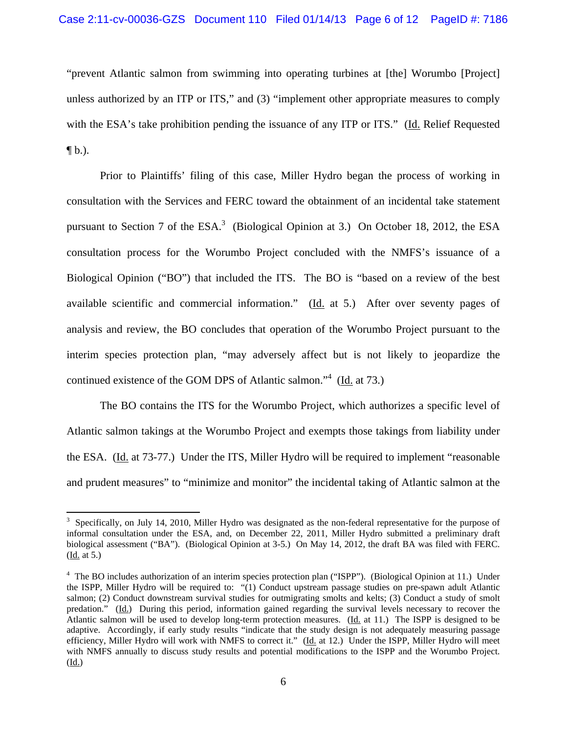"prevent Atlantic salmon from swimming into operating turbines at [the] Worumbo [Project] unless authorized by an ITP or ITS," and (3) "implement other appropriate measures to comply with the ESA's take prohibition pending the issuance of any ITP or ITS." (Id. Relief Requested ¶ b.).

Prior to Plaintiffs' filing of this case, Miller Hydro began the process of working in consultation with the Services and FERC toward the obtainment of an incidental take statement pursuant to Section 7 of the ESA.[3] (Biological Opinion at 3.) On October 18, 2012, the ESA consultation process for the Worumbo Project concluded with the NMFS's issuance of a Biological Opinion ("BO") that included the ITS. The BO is "based on a review of the best available scientific and commercial information." (Id. at 5.) After over seventy pages of analysis and review, the BO concludes that operation of the Worumbo Project pursuant to the interim species protection plan, "may adversely affect but is not likely to jeopardize the continued existence of the GOM DPS of Atlantic salmon."[4] (Id. at 73.)

The BO contains the ITS for the Worumbo Project, which authorizes a specific level of Atlantic salmon takings at the Worumbo Project and exempts those takings from liability under the ESA. (Id. at 73-77.) Under the ITS, Miller Hydro will be required to implement "reasonable and prudent measures" to "minimize and monitor" the incidental taking of Atlantic salmon at the

---

[3] Specifically, on July 14, 2010, Miller Hydro was designated as the non-federal representative for the purpose of informal consultation under the ESA, and, on December 22, 2011, Miller Hydro submitted a preliminary draft biological assessment ("BA"). (Biological Opinion at 3-5.) On May 14, 2012, the draft BA was filed with FERC. (Id. at 5.)

[4] The BO includes authorization of an interim species protection plan ("ISPP"). (Biological Opinion at 11.) Under the ISPP, Miller Hydro will be required to: "(1) Conduct upstream passage studies on pre-spawn adult Atlantic salmon; (2) Conduct downstream survival studies for outmigrating smolts and kelts; (3) Conduct a study of smolt predation." (Id.) During this period, information gained regarding the survival levels necessary to recover the Atlantic salmon will be used to develop long-term protection measures. (Id. at 11.) The ISPP is designed to be adaptive. Accordingly, if early study results "indicate that the study design is not adequately measuring passage efficiency, Miller Hydro will work with NMFS to correct it." (Id. at 12.) Under the ISPP, Miller Hydro will meet with NMFS annually to discuss study results and potential modifications to the ISPP and the Worumbo Project. (Id.)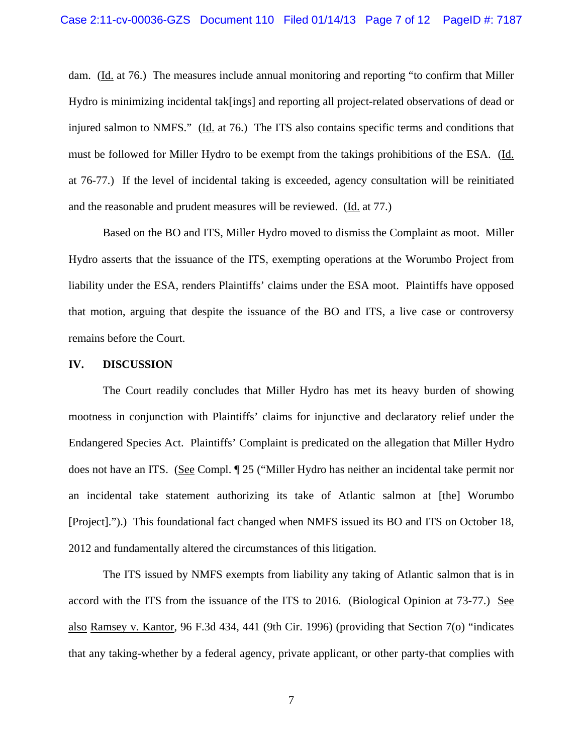dam. (Id. at 76.) The measures include annual monitoring and reporting "to confirm that Miller Hydro is minimizing incidental tak[ings] and reporting all project-related observations of dead or injured salmon to NMFS." (Id. at 76.) The ITS also contains specific terms and conditions that must be followed for Miller Hydro to be exempt from the takings prohibitions of the ESA. (Id. at 76-77.) If the level of incidental taking is exceeded, agency consultation will be reinitiated and the reasonable and prudent measures will be reviewed. (Id. at 77.)

Based on the BO and ITS, Miller Hydro moved to dismiss the Complaint as moot. Miller Hydro asserts that the issuance of the ITS, exempting operations at the Worumbo Project from liability under the ESA, renders Plaintiffs' claims under the ESA moot. Plaintiffs have opposed that motion, arguing that despite the issuance of the BO and ITS, a live case or controversy remains before the Court.

## IV. DISCUSSION

The Court readily concludes that Miller Hydro has met its heavy burden of showing mootness in conjunction with Plaintiffs' claims for injunctive and declaratory relief under the Endangered Species Act. Plaintiffs' Complaint is predicated on the allegation that Miller Hydro does not have an ITS. (See Compl. ¶ 25 ("Miller Hydro has neither an incidental take permit nor an incidental take statement authorizing its take of Atlantic salmon at [the] Worumbo [Project].").) This foundational fact changed when NMFS issued its BO and ITS on October 18, 2012 and fundamentally altered the circumstances of this litigation.

The ITS issued by NMFS exempts from liability any taking of Atlantic salmon that is in accord with the ITS from the issuance of the ITS to 2016. (Biological Opinion at 73-77.) See also Ramsey v. Kantor, 96 F.3d 434, 441 (9th Cir. 1996) (providing that Section 7(o) "indicates that any taking-whether by a federal agency, private applicant, or other party-that complies with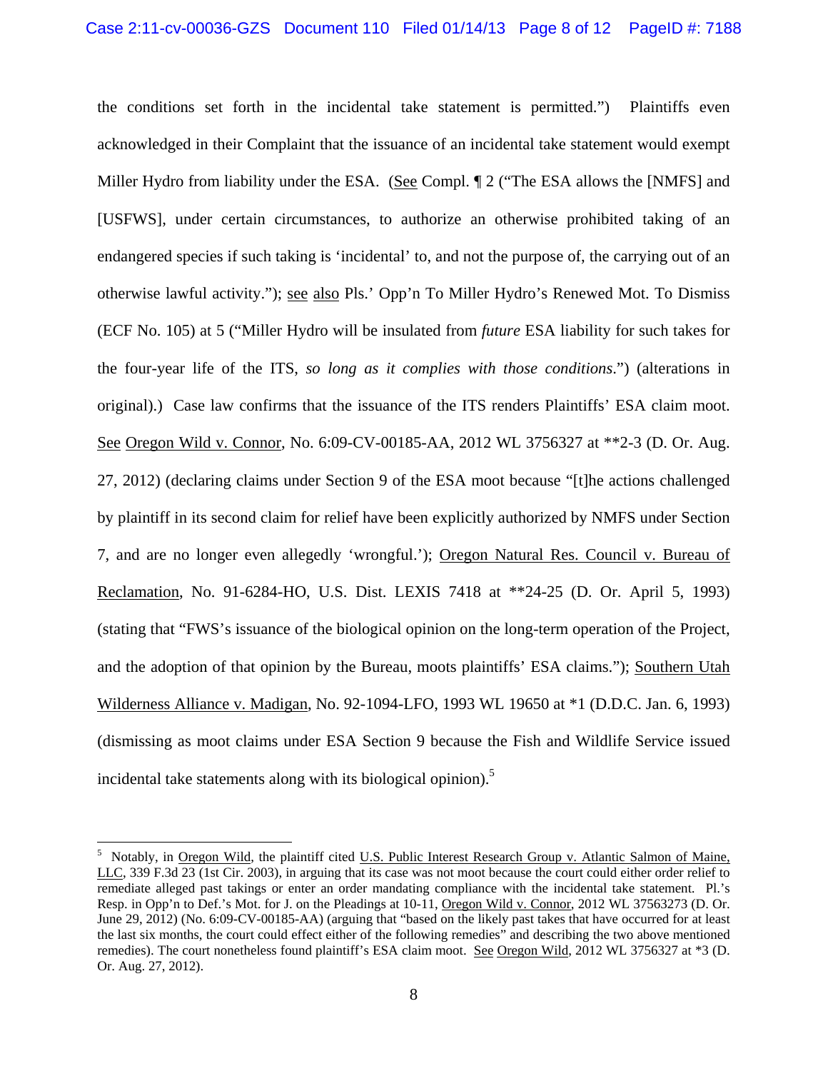the conditions set forth in the incidental take statement is permitted.") Plaintiffs even acknowledged in their Complaint that the issuance of an incidental take statement would exempt Miller Hydro from liability under the ESA. (See Compl. ¶ 2 ("The ESA allows the [NMFS] and [USFWS], under certain circumstances, to authorize an otherwise prohibited taking of an endangered species if such taking is 'incidental' to, and not the purpose of, the carrying out of an otherwise lawful activity."); see also Pls.' Opp'n To Miller Hydro's Renewed Mot. To Dismiss (ECF No. 105) at 5 ("Miller Hydro will be insulated from *future* ESA liability for such takes for the four-year life of the ITS, *so long as it complies with those conditions*.") (alterations in original).) Case law confirms that the issuance of the ITS renders Plaintiffs' ESA claim moot. See Oregon Wild v. Connor, No. 6:09-CV-00185-AA, 2012 WL 3756327 at **2-3 (D. Or. Aug. 27, 2012) (declaring claims under Section 9 of the ESA moot because "[t]he actions challenged by plaintiff in its second claim for relief have been explicitly authorized by NMFS under Section 7, and are no longer even allegedly 'wrongful.'); Oregon Natural Res. Council v. Bureau of Reclamation, No. 91-6284-HO, U.S. Dist. LEXIS 7418 at **24-25 (D. Or. April 5, 1993) (stating that "FWS's issuance of the biological opinion on the long-term operation of the Project, and the adoption of that opinion by the Bureau, moots plaintiffs' ESA claims."); Southern Utah Wilderness Alliance v. Madigan, No. 92-1094-LFO, 1993 WL 19650 at *1 (D.D.C. Jan. 6, 1993) (dismissing as moot claims under ESA Section 9 because the Fish and Wildlife Service issued incidental take statements along with its biological opinion).[5]

---

[5] Notably, in Oregon Wild, the plaintiff cited U.S. Public Interest Research Group v. Atlantic Salmon of Maine, LLC, 339 F.3d 23 (1st Cir. 2003), in arguing that its case was not moot because the court could either order relief to remediate alleged past takings or enter an order mandating compliance with the incidental take statement. Pl.'s Resp. in Opp'n to Def.'s Mot. for J. on the Pleadings at 10-11, Oregon Wild v. Connor, 2012 WL 37563273 (D. Or. June 29, 2012) (No. 6:09-CV-00185-AA) (arguing that "based on the likely past takes that have occurred for at least the last six months, the court could effect either of the following remedies" and describing the two above mentioned remedies). The court nonetheless found plaintiff's ESA claim moot. See Oregon Wild, 2012 WL 3756327 at *3 (D. Or. Aug. 27, 2012).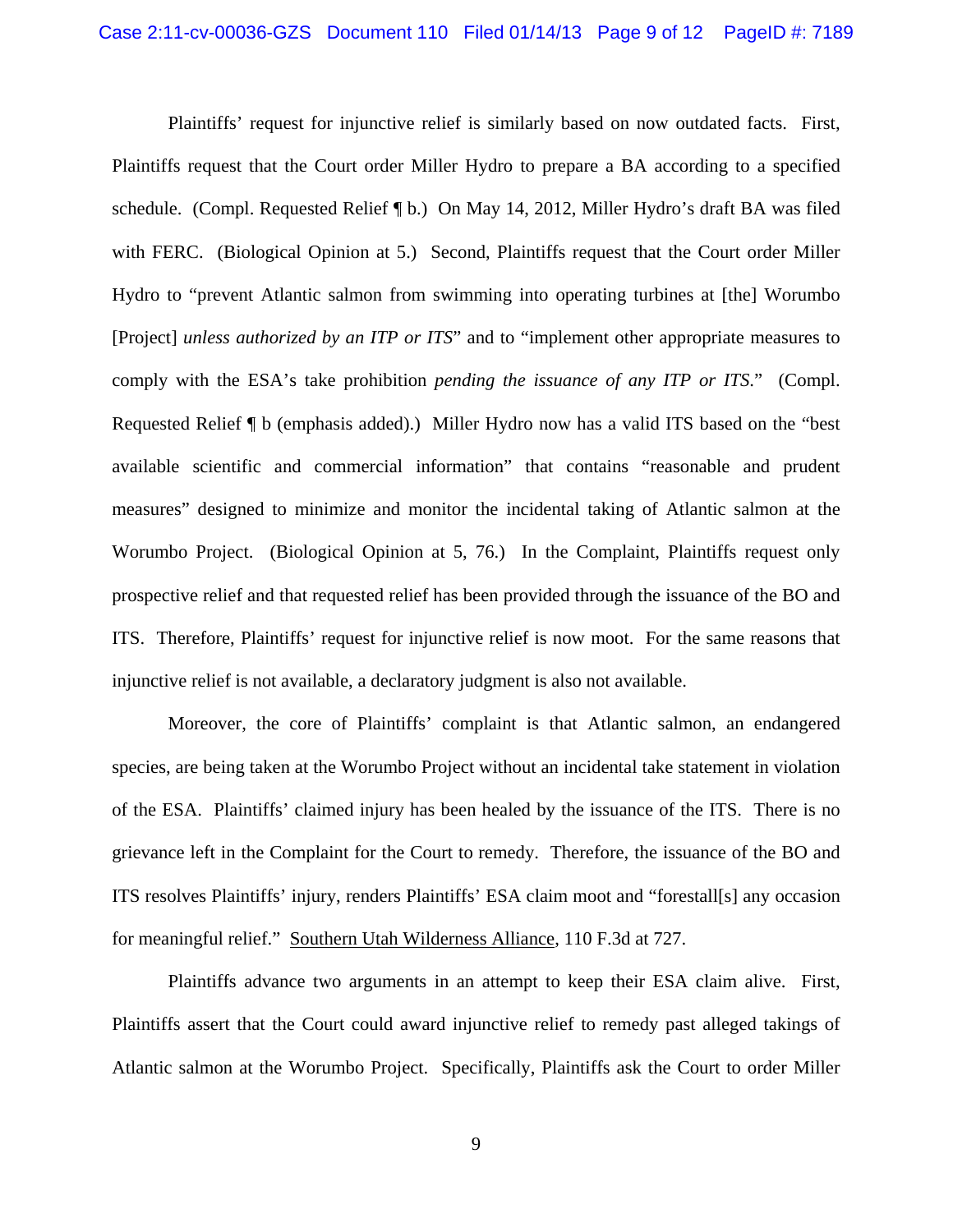Plaintiffs' request for injunctive relief is similarly based on now outdated facts. First, Plaintiffs request that the Court order Miller Hydro to prepare a BA according to a specified schedule. (Compl. Requested Relief ¶ b.) On May 14, 2012, Miller Hydro's draft BA was filed with FERC. (Biological Opinion at 5.) Second, Plaintiffs request that the Court order Miller Hydro to "prevent Atlantic salmon from swimming into operating turbines at [the] Worumbo [Project] *unless authorized by an ITP or ITS*" and to "implement other appropriate measures to comply with the ESA's take prohibition *pending the issuance of any ITP or ITS*." (Compl. Requested Relief ¶ b (emphasis added).) Miller Hydro now has a valid ITS based on the "best available scientific and commercial information" that contains "reasonable and prudent measures" designed to minimize and monitor the incidental taking of Atlantic salmon at the Worumbo Project. (Biological Opinion at 5, 76.) In the Complaint, Plaintiffs request only prospective relief and that requested relief has been provided through the issuance of the BO and ITS. Therefore, Plaintiffs' request for injunctive relief is now moot. For the same reasons that injunctive relief is not available, a declaratory judgment is also not available.

Moreover, the core of Plaintiffs' complaint is that Atlantic salmon, an endangered species, are being taken at the Worumbo Project without an incidental take statement in violation of the ESA. Plaintiffs' claimed injury has been healed by the issuance of the ITS. There is no grievance left in the Complaint for the Court to remedy. Therefore, the issuance of the BO and ITS resolves Plaintiffs' injury, renders Plaintiffs' ESA claim moot and "forestall[s] any occasion for meaningful relief." Southern Utah Wilderness Alliance, 110 F.3d at 727.

Plaintiffs advance two arguments in an attempt to keep their ESA claim alive. First, Plaintiffs assert that the Court could award injunctive relief to remedy past alleged takings of Atlantic salmon at the Worumbo Project. Specifically, Plaintiffs ask the Court to order Miller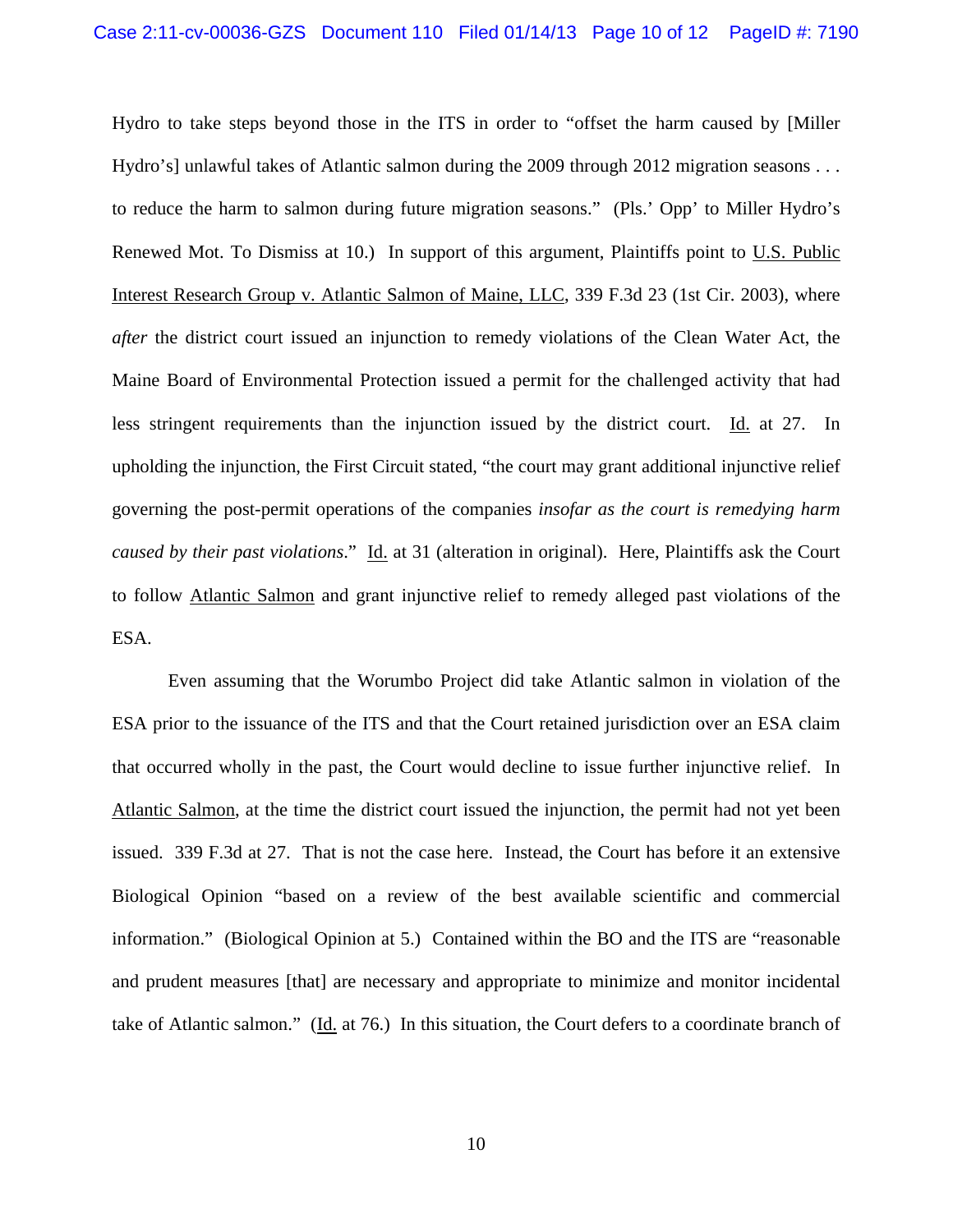Hydro to take steps beyond those in the ITS in order to "offset the harm caused by [Miller Hydro's] unlawful takes of Atlantic salmon during the 2009 through 2012 migration seasons . . . to reduce the harm to salmon during future migration seasons." (Pls.' Opp' to Miller Hydro's Renewed Mot. To Dismiss at 10.) In support of this argument, Plaintiffs point to U.S. Public Interest Research Group v. Atlantic Salmon of Maine, LLC, 339 F.3d 23 (1st Cir. 2003), where *after* the district court issued an injunction to remedy violations of the Clean Water Act, the Maine Board of Environmental Protection issued a permit for the challenged activity that had less stringent requirements than the injunction issued by the district court. Id. at 27. In upholding the injunction, the First Circuit stated, "the court may grant additional injunctive relief governing the post-permit operations of the companies *insofar as the court is remedying harm caused by their past violations*." Id. at 31 (alteration in original). Here, Plaintiffs ask the Court to follow Atlantic Salmon and grant injunctive relief to remedy alleged past violations of the ESA.

Even assuming that the Worumbo Project did take Atlantic salmon in violation of the ESA prior to the issuance of the ITS and that the Court retained jurisdiction over an ESA claim that occurred wholly in the past, the Court would decline to issue further injunctive relief. In Atlantic Salmon, at the time the district court issued the injunction, the permit had not yet been issued. 339 F.3d at 27. That is not the case here. Instead, the Court has before it an extensive Biological Opinion "based on a review of the best available scientific and commercial information." (Biological Opinion at 5.) Contained within the BO and the ITS are "reasonable and prudent measures [that] are necessary and appropriate to minimize and monitor incidental take of Atlantic salmon." (Id. at 76.) In this situation, the Court defers to a coordinate branch of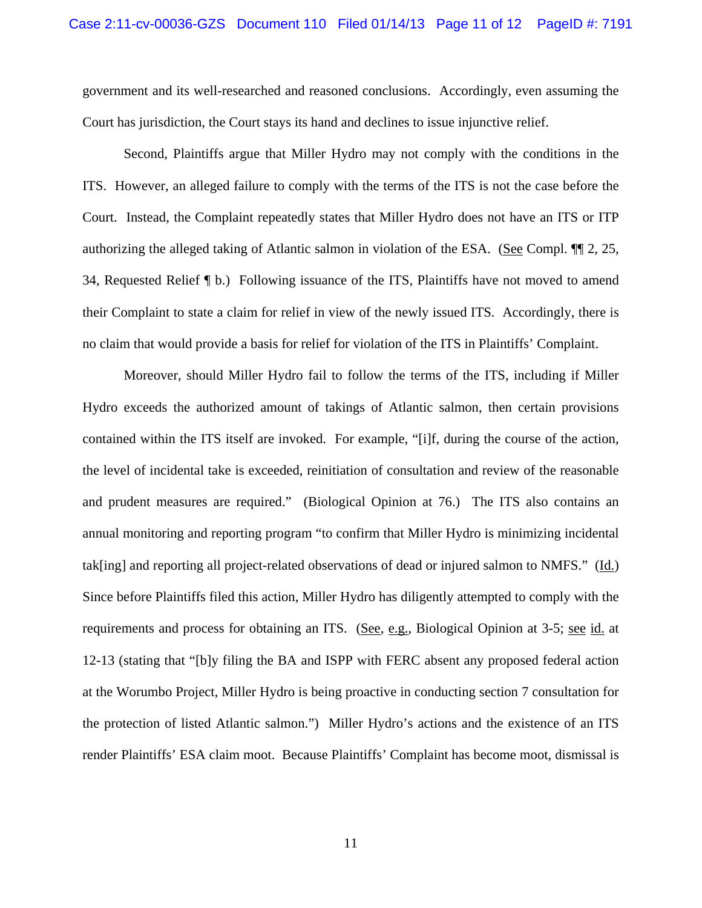government and its well-researched and reasoned conclusions. Accordingly, even assuming the Court has jurisdiction, the Court stays its hand and declines to issue injunctive relief.

Second, Plaintiffs argue that Miller Hydro may not comply with the conditions in the ITS. However, an alleged failure to comply with the terms of the ITS is not the case before the Court. Instead, the Complaint repeatedly states that Miller Hydro does not have an ITS or ITP authorizing the alleged taking of Atlantic salmon in violation of the ESA. (See Compl. ¶¶ 2, 25, 34, Requested Relief ¶ b.) Following issuance of the ITS, Plaintiffs have not moved to amend their Complaint to state a claim for relief in view of the newly issued ITS. Accordingly, there is no claim that would provide a basis for relief for violation of the ITS in Plaintiffs' Complaint.

Moreover, should Miller Hydro fail to follow the terms of the ITS, including if Miller Hydro exceeds the authorized amount of takings of Atlantic salmon, then certain provisions contained within the ITS itself are invoked. For example, "[i]f, during the course of the action, the level of incidental take is exceeded, reinitiation of consultation and review of the reasonable and prudent measures are required." (Biological Opinion at 76.) The ITS also contains an annual monitoring and reporting program "to confirm that Miller Hydro is minimizing incidental tak[ing] and reporting all project-related observations of dead or injured salmon to NMFS." (Id.) Since before Plaintiffs filed this action, Miller Hydro has diligently attempted to comply with the requirements and process for obtaining an ITS. (See, e.g., Biological Opinion at 3-5; see id. at 12-13 (stating that "[b]y filing the BA and ISPP with FERC absent any proposed federal action at the Worumbo Project, Miller Hydro is being proactive in conducting section 7 consultation for the protection of listed Atlantic salmon.") Miller Hydro's actions and the existence of an ITS render Plaintiffs' ESA claim moot. Because Plaintiffs' Complaint has become moot, dismissal is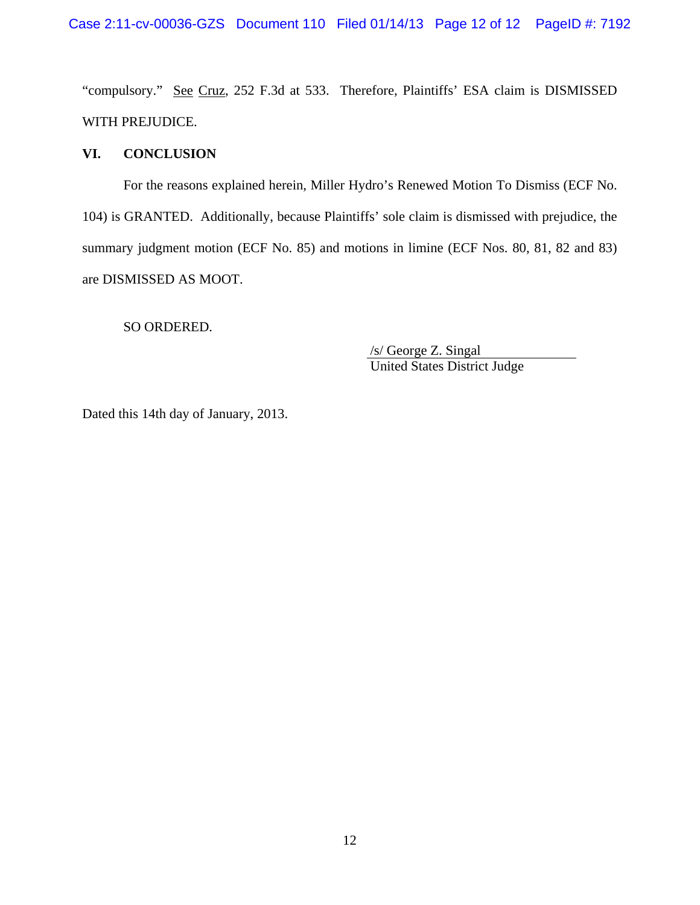"compulsory." See Cruz, 252 F.3d at 533. Therefore, Plaintiffs' ESA claim is DISMISSED WITH PREJUDICE.

## VI. CONCLUSION

For the reasons explained herein, Miller Hydro's Renewed Motion To Dismiss (ECF No. 104) is GRANTED. Additionally, because Plaintiffs' sole claim is dismissed with prejudice, the summary judgment motion (ECF No. 85) and motions in limine (ECF Nos. 80, 81, 82 and 83) are DISMISSED AS MOOT.

SO ORDERED.

/s/ George Z. Singal
United States District Judge

Dated this 14th day of January, 2013.